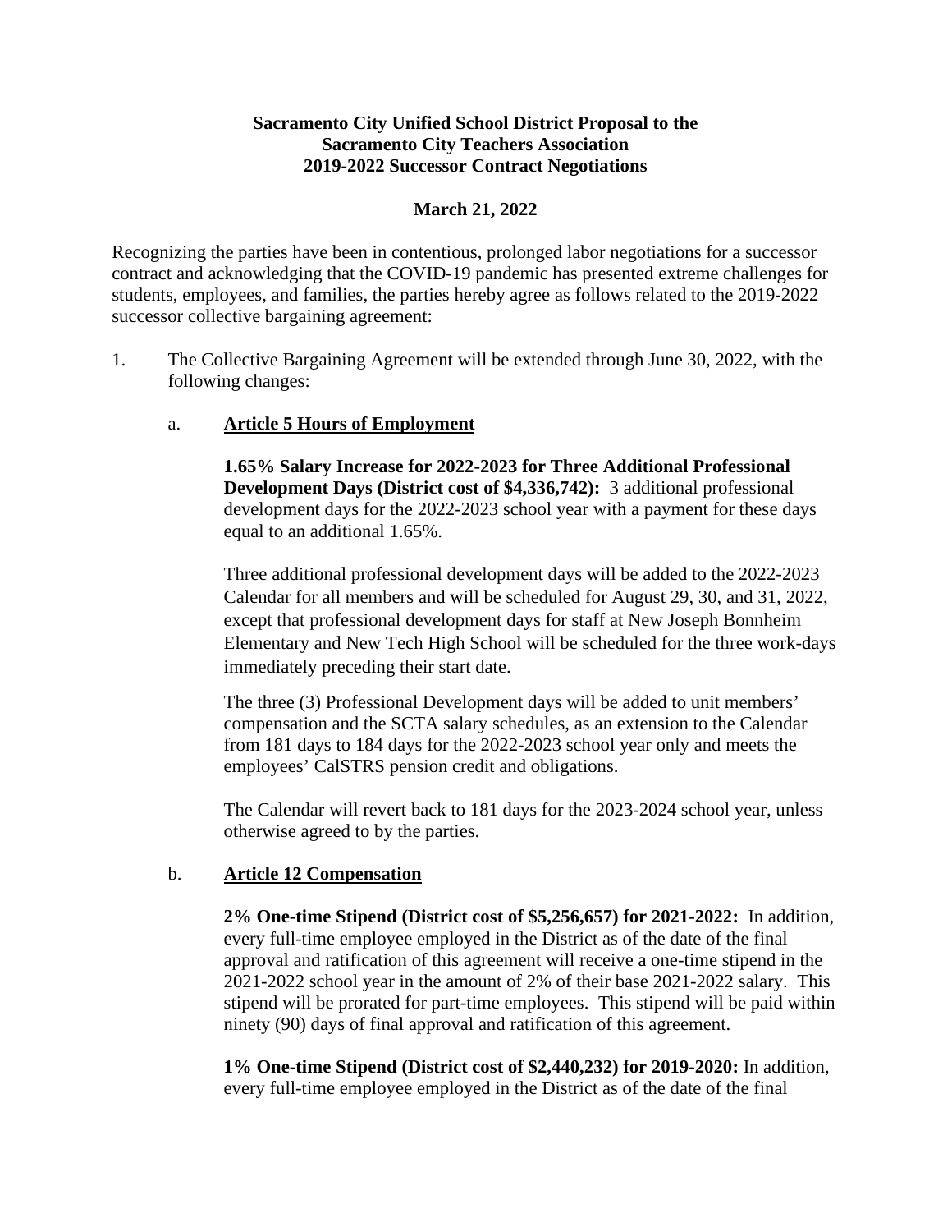**Sacramento City Unified School District Proposal to the Sacramento City Teachers Association 2019-2022 Successor Contract Negotiations**

**March 21, 2022**

Recognizing the parties have been in contentious, prolonged labor negotiations for a successor contract and acknowledging that the COVID-19 pandemic has presented extreme challenges for students, employees, and families, the parties hereby agree as follows related to the 2019-2022 successor collective bargaining agreement:

1. The Collective Bargaining Agreement will be extended through June 30, 2022, with the following changes:

   a. **Article 5 Hours of Employment**

      **1.65% Salary Increase for 2022-2023 for Three Additional Professional Development Days (District cost of $4,336,742):** 3 additional professional development days for the 2022-2023 school year with a payment for these days equal to an additional 1.65%.

      Three additional professional development days will be added to the 2022-2023 Calendar for all members and will be scheduled for August 29, 30, and 31, 2022, except that professional development days for staff at New Joseph Bonnheim Elementary and New Tech High School will be scheduled for the three work-days immediately preceding their start date.

      The three (3) Professional Development days will be added to unit members' compensation and the SCTA salary schedules, as an extension to the Calendar from 181 days to 184 days for the 2022-2023 school year only and meets the employees' CalSTRS pension credit and obligations.

      The Calendar will revert back to 181 days for the 2023-2024 school year, unless otherwise agreed to by the parties.

   b. **Article 12 Compensation**

      **2% One-time Stipend (District cost of $5,256,657) for 2021-2022:** In addition, every full-time employee employed in the District as of the date of the final approval and ratification of this agreement will receive a one-time stipend in the 2021-2022 school year in the amount of 2% of their base 2021-2022 salary. This stipend will be prorated for part-time employees. This stipend will be paid within ninety (90) days of final approval and ratification of this agreement.

      **1% One-time Stipend (District cost of $2,440,232) for 2019-2020:** In addition, every full-time employee employed in the District as of the date of the final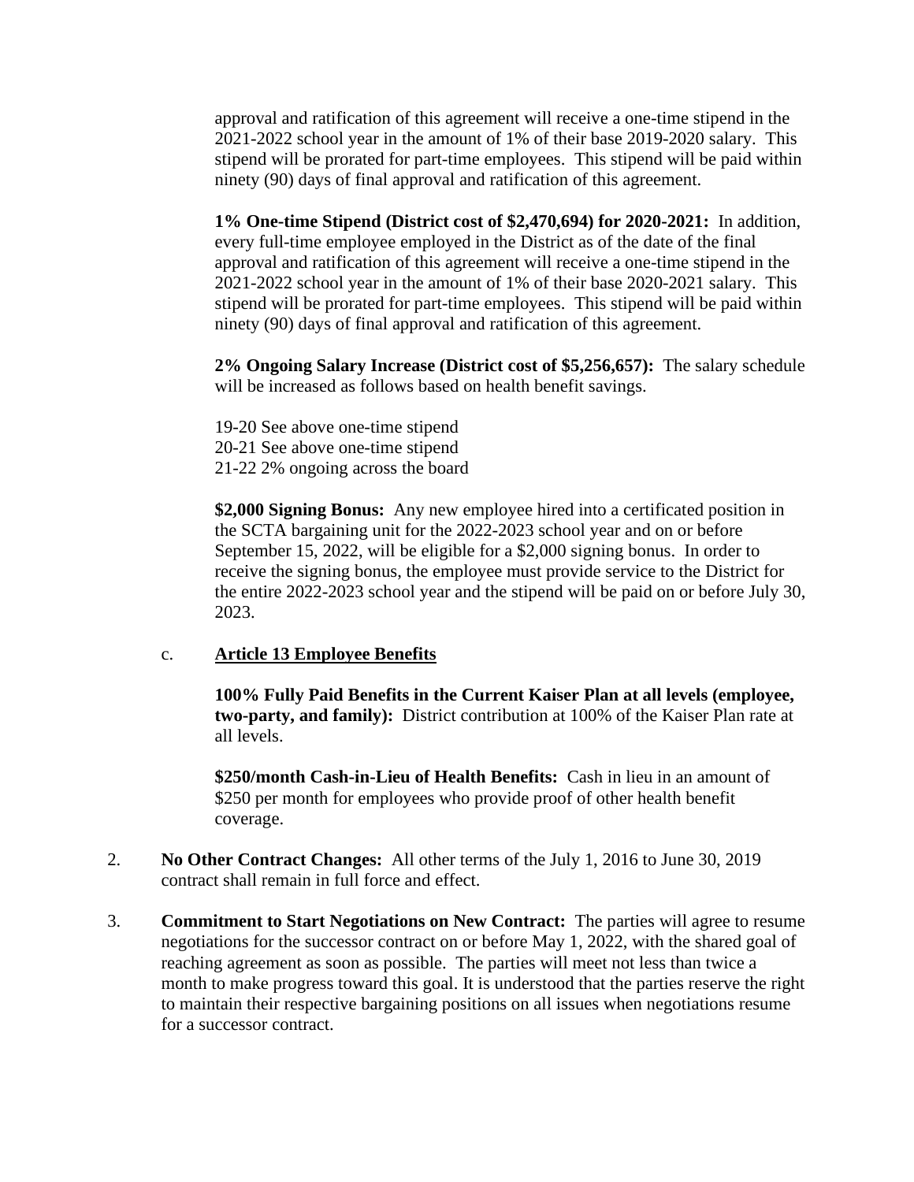approval and ratification of this agreement will receive a one-time stipend in the 2021-2022 school year in the amount of 1% of their base 2019-2020 salary. This stipend will be prorated for part-time employees. This stipend will be paid within ninety (90) days of final approval and ratification of this agreement.

**1% One-time Stipend (District cost of $2,470,694) for 2020-2021:** In addition, every full-time employee employed in the District as of the date of the final approval and ratification of this agreement will receive a one-time stipend in the 2021-2022 school year in the amount of 1% of their base 2020-2021 salary. This stipend will be prorated for part-time employees. This stipend will be paid within ninety (90) days of final approval and ratification of this agreement.

**2% Ongoing Salary Increase (District cost of $5,256,657):** The salary schedule will be increased as follows based on health benefit savings.

19-20 See above one-time stipend
20-21 See above one-time stipend
21-22 2% ongoing across the board

**$2,000 Signing Bonus:** Any new employee hired into a certificated position in the SCTA bargaining unit for the 2022-2023 school year and on or before September 15, 2022, will be eligible for a $2,000 signing bonus. In order to receive the signing bonus, the employee must provide service to the District for the entire 2022-2023 school year and the stipend will be paid on or before July 30, 2023.

c. **Article 13 Employee Benefits**

**100% Fully Paid Benefits in the Current Kaiser Plan at all levels (employee, two-party, and family):** District contribution at 100% of the Kaiser Plan rate at all levels.

**$250/month Cash-in-Lieu of Health Benefits:** Cash in lieu in an amount of $250 per month for employees who provide proof of other health benefit coverage.

2. **No Other Contract Changes:** All other terms of the July 1, 2016 to June 30, 2019 contract shall remain in full force and effect.

3. **Commitment to Start Negotiations on New Contract:** The parties will agree to resume negotiations for the successor contract on or before May 1, 2022, with the shared goal of reaching agreement as soon as possible. The parties will meet not less than twice a month to make progress toward this goal. It is understood that the parties reserve the right to maintain their respective bargaining positions on all issues when negotiations resume for a successor contract.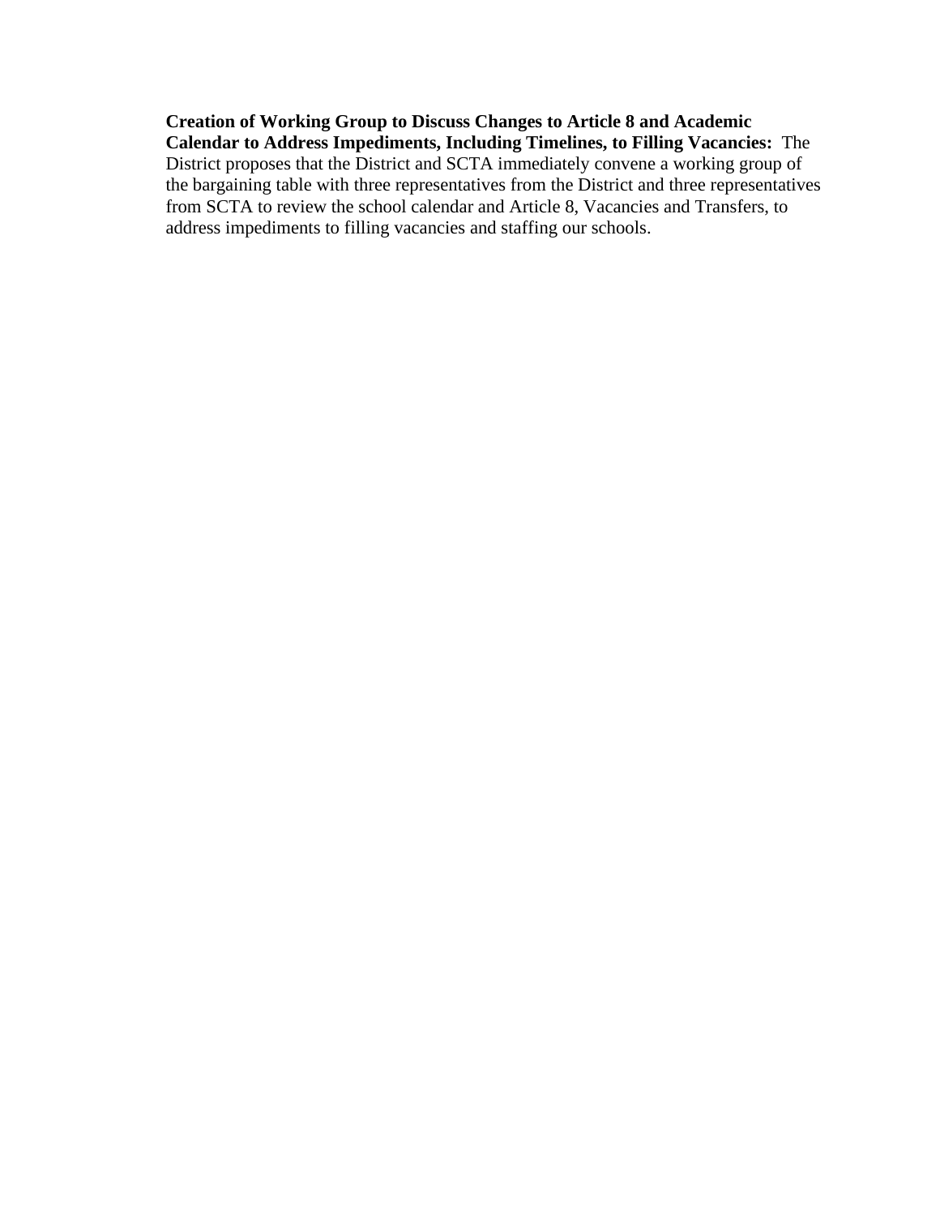**Creation of Working Group to Discuss Changes to Article 8 and Academic Calendar to Address Impediments, Including Timelines, to Filling Vacancies:** The District proposes that the District and SCTA immediately convene a working group of the bargaining table with three representatives from the District and three representatives from SCTA to review the school calendar and Article 8, Vacancies and Transfers, to address impediments to filling vacancies and staffing our schools.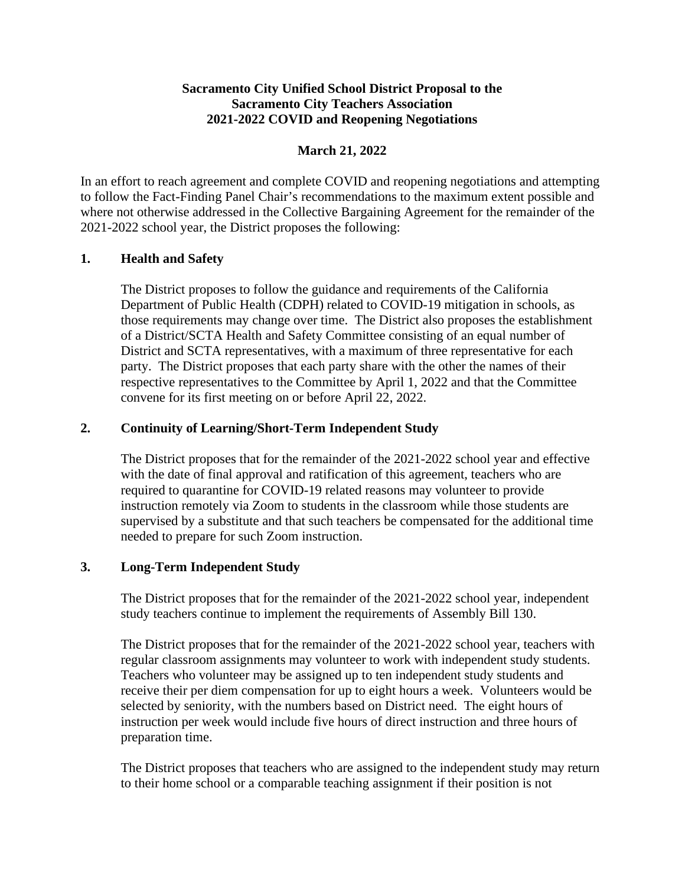**Sacramento City Unified School District Proposal to the Sacramento City Teachers Association 2021-2022 COVID and Reopening Negotiations**

**March 21, 2022**

In an effort to reach agreement and complete COVID and reopening negotiations and attempting to follow the Fact-Finding Panel Chair's recommendations to the maximum extent possible and where not otherwise addressed in the Collective Bargaining Agreement for the remainder of the 2021-2022 school year, the District proposes the following:

## 1. Health and Safety

The District proposes to follow the guidance and requirements of the California Department of Public Health (CDPH) related to COVID-19 mitigation in schools, as those requirements may change over time. The District also proposes the establishment of a District/SCTA Health and Safety Committee consisting of an equal number of District and SCTA representatives, with a maximum of three representative for each party. The District proposes that each party share with the other the names of their respective representatives to the Committee by April 1, 2022 and that the Committee convene for its first meeting on or before April 22, 2022.

## 2. Continuity of Learning/Short-Term Independent Study

The District proposes that for the remainder of the 2021-2022 school year and effective with the date of final approval and ratification of this agreement, teachers who are required to quarantine for COVID-19 related reasons may volunteer to provide instruction remotely via Zoom to students in the classroom while those students are supervised by a substitute and that such teachers be compensated for the additional time needed to prepare for such Zoom instruction.

## 3. Long-Term Independent Study

The District proposes that for the remainder of the 2021-2022 school year, independent study teachers continue to implement the requirements of Assembly Bill 130.

The District proposes that for the remainder of the 2021-2022 school year, teachers with regular classroom assignments may volunteer to work with independent study students. Teachers who volunteer may be assigned up to ten independent study students and receive their per diem compensation for up to eight hours a week. Volunteers would be selected by seniority, with the numbers based on District need. The eight hours of instruction per week would include five hours of direct instruction and three hours of preparation time.

The District proposes that teachers who are assigned to the independent study may return to their home school or a comparable teaching assignment if their position is not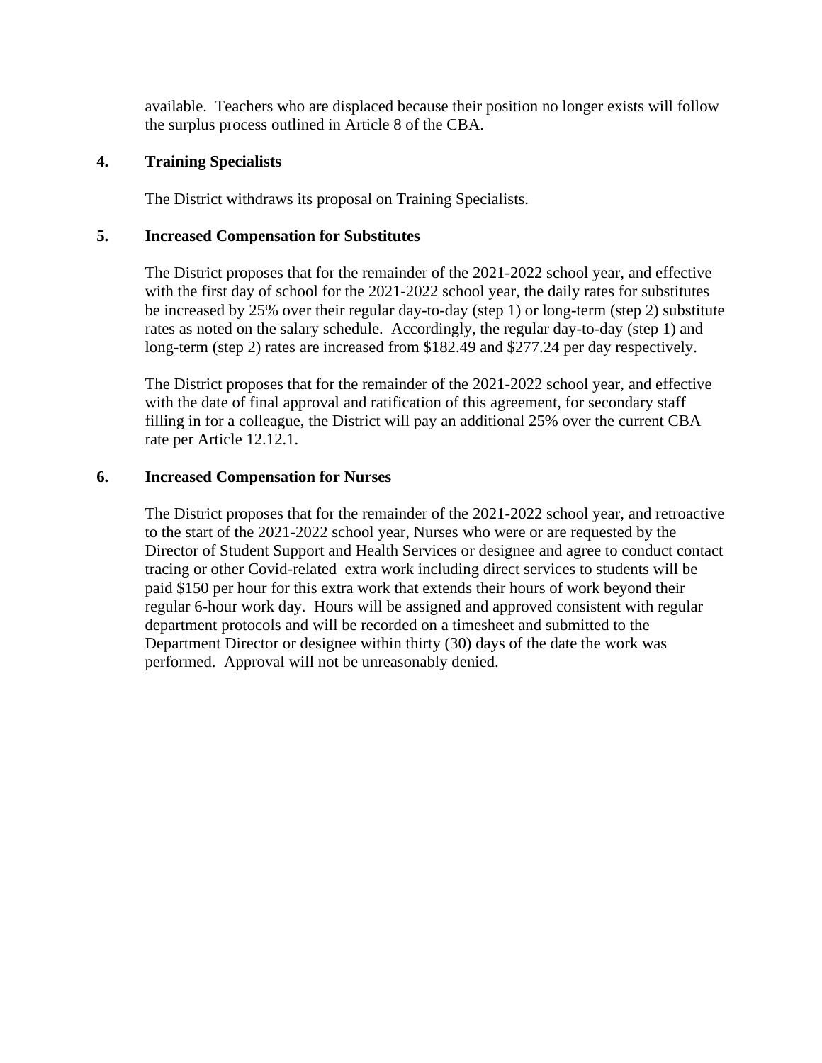available. Teachers who are displaced because their position no longer exists will follow the surplus process outlined in Article 8 of the CBA.

**4. Training Specialists**

The District withdraws its proposal on Training Specialists.

**5. Increased Compensation for Substitutes**

The District proposes that for the remainder of the 2021-2022 school year, and effective with the first day of school for the 2021-2022 school year, the daily rates for substitutes be increased by 25% over their regular day-to-day (step 1) or long-term (step 2) substitute rates as noted on the salary schedule. Accordingly, the regular day-to-day (step 1) and long-term (step 2) rates are increased from $182.49 and $277.24 per day respectively.

The District proposes that for the remainder of the 2021-2022 school year, and effective with the date of final approval and ratification of this agreement, for secondary staff filling in for a colleague, the District will pay an additional 25% over the current CBA rate per Article 12.12.1.

**6. Increased Compensation for Nurses**

The District proposes that for the remainder of the 2021-2022 school year, and retroactive to the start of the 2021-2022 school year, Nurses who were or are requested by the Director of Student Support and Health Services or designee and agree to conduct contact tracing or other Covid-related extra work including direct services to students will be paid $150 per hour for this extra work that extends their hours of work beyond their regular 6-hour work day. Hours will be assigned and approved consistent with regular department protocols and will be recorded on a timesheet and submitted to the Department Director or designee within thirty (30) days of the date the work was performed. Approval will not be unreasonably denied.